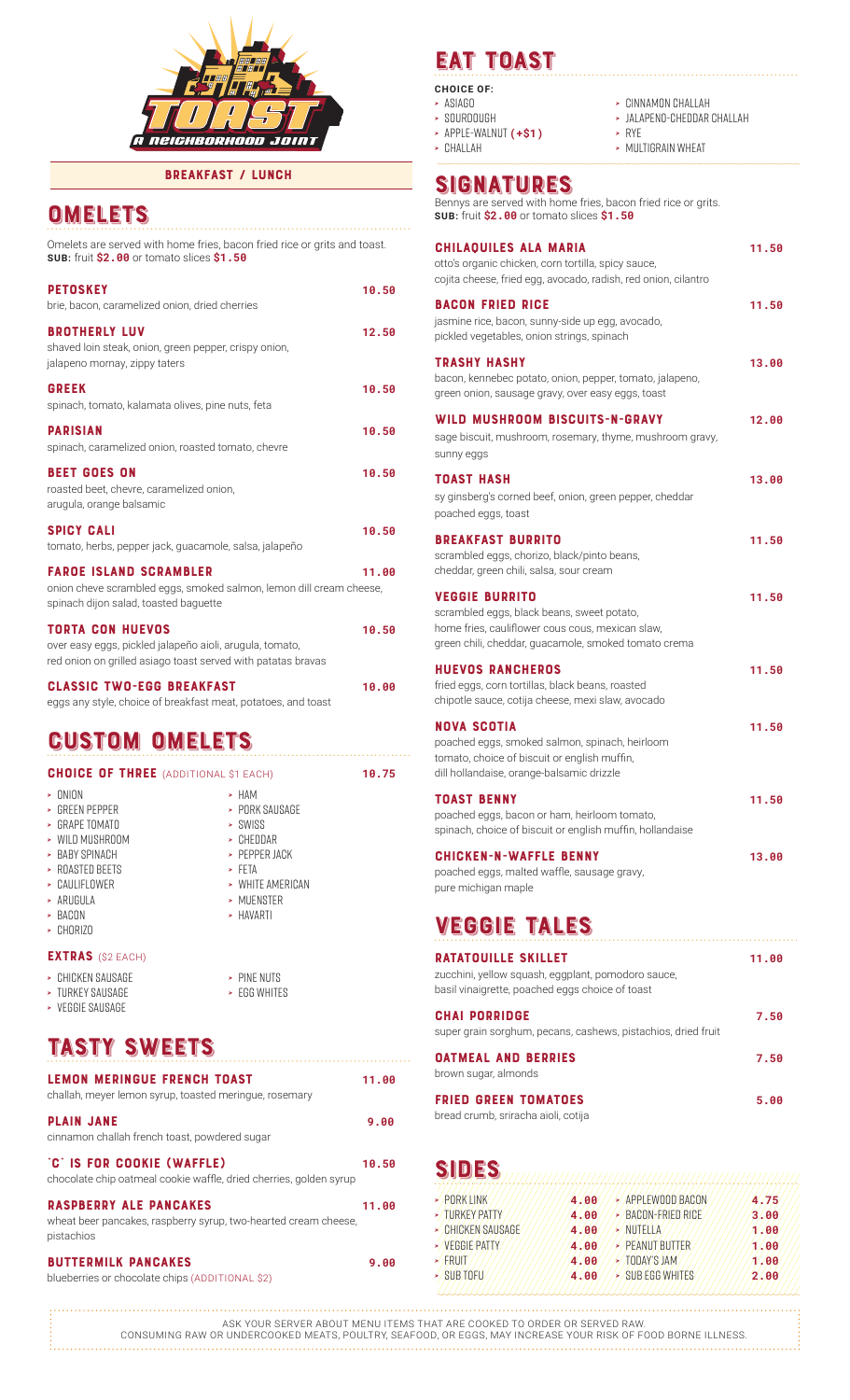# TOAST

A NEIGHBORHOOD JOINT

BREAKFAST / LUNCH

## OMELETS

Omelets are served with home fries, bacon fried rice or grits and toast.
**SUB:** fruit **$2.00** or tomato slices **$1.50**

**PETOSKEY** — 10.50
brie, bacon, caramelized onion, dried cherries

**BROTHERLY LUV** — 12.50
shaved loin steak, onion, green pepper, crispy onion, jalapeno mornay, zippy taters

**GREEK** — 10.50
spinach, tomato, kalamata olives, pine nuts, feta

**PARISIAN** — 10.50
spinach, caramelized onion, roasted tomato, chevre

**BEET GOES ON** — 10.50
roasted beet, chevre, caramelized onion, arugula, orange balsamic

**SPICY CALI** — 10.50
tomato, herbs, pepper jack, guacamole, salsa, jalapeño

**FAROE ISLAND SCRAMBLER** — 11.00
onion cheve scrambled eggs, smoked salmon, lemon dill cream cheese, spinach dijon salad, toasted baguette

**TORTA CON HUEVOS** — 10.50
over easy eggs, pickled jalapeño aioli, arugula, tomato, red onion on grilled asiago toast served with patatas bravas

**CLASSIC TWO-EGG BREAKFAST** — 10.00
eggs any style, choice of breakfast meat, potatoes, and toast

## CUSTOM OMELETS

**CHOICE OF THREE** (ADDITIONAL $1 EACH) — 10.75

- ONION
- GREEN PEPPER
- GRAPE TOMATO
- WILD MUSHROOM
- BABY SPINACH
- ROASTED BEETS
- CAULIFLOWER
- ARUGULA
- BACON
- CHORIZO
- HAM
- PORK SAUSAGE
- SWISS
- CHEDDAR
- PEPPER JACK
- FETA
- WHITE AMERICAN
- MUENSTER
- HAVARTI

**EXTRAS** ($2 EACH)

- CHICKEN SAUSAGE
- TURKEY SAUSAGE
- VEGGIE SAUSAGE
- PINE NUTS
- EGG WHITES

## TASTY SWEETS

**LEMON MERINGUE FRENCH TOAST** — 11.00
challah, meyer lemon syrup, toasted meringue, rosemary

**PLAIN JANE** — 9.00
cinnamon challah french toast, powdered sugar

**"C" IS FOR COOKIE (WAFFLE)** — 10.50
chocolate chip oatmeal cookie waffle, dried cherries, golden syrup

**RASPBERRY ALE PANCAKES** — 11.00
wheat beer pancakes, raspberry syrup, two-hearted cream cheese, pistachios

**BUTTERMILK PANCAKES** — 9.00
blueberries or chocolate chips (ADDITIONAL $2)

## EAT TOAST

**CHOICE OF:**

- ASIAGO
- SOURDOUGH
- APPLE-WALNUT (+$1)
- CHALLAH
- CINNAMON CHALLAH
- JALAPENO-CHEDDAR CHALLAH
- RYE
- MULTIGRAIN WHEAT

## SIGNATURES

Bennys are served with home fries, bacon fried rice or grits.
**SUB:** fruit **$2.00** or tomato slices **$1.50**

**CHILAQUILES ALA MARIA** — 11.50
otto's organic chicken, corn tortilla, spicy sauce, cojita cheese, fried egg, avocado, radish, red onion, cilantro

**BACON FRIED RICE** — 11.50
jasmine rice, bacon, sunny-side up egg, avocado, pickled vegetables, onion strings, spinach

**TRASHY HASHY** — 13.00
bacon, kennebec potato, onion, pepper, tomato, jalapeno, green onion, sausage gravy, over easy eggs, toast

**WILD MUSHROOM BISCUITS-N-GRAVY** — 12.00
sage biscuit, mushroom, rosemary, thyme, mushroom gravy, sunny eggs

**TOAST HASH** — 13.00
sy ginsberg's corned beef, onion, green pepper, cheddar poached eggs, toast

**BREAKFAST BURRITO** — 11.50
scrambled eggs, chorizo, black/pinto beans, cheddar, green chili, salsa, sour cream

**VEGGIE BURRITO** — 11.50
scrambled eggs, black beans, sweet potato, home fries, cauliflower cous cous, mexican slaw, green chili, cheddar, guacamole, smoked tomato crema

**HUEVOS RANCHEROS** — 11.50
fried eggs, corn tortillas, black beans, roasted chipotle sauce, cotija cheese, mexi slaw, avocado

**NOVA SCOTIA** — 11.50
poached eggs, smoked salmon, spinach, heirloom tomato, choice of biscuit or english muffin, dill hollandaise, orange-balsamic drizzle

**TOAST BENNY** — 11.50
poached eggs, bacon or ham, heirloom tomato, spinach, choice of biscuit or english muffin, hollandaise

**CHICKEN-N-WAFFLE BENNY** — 13.00
poached eggs, malted waffle, sausage gravy, pure michigan maple

## VEGGIE TALES

**RATATOUILLE SKILLET** — 11.00
zucchini, yellow squash, eggplant, pomodoro sauce, basil vinaigrette, poached eggs choice of toast

**CHAI PORRIDGE** — 7.50
super grain sorghum, pecans, cashews, pistachios, dried fruit

**OATMEAL AND BERRIES** — 7.50
brown sugar, almonds

**FRIED GREEN TOMATOES** — 5.00
bread crumb, sriracha aioli, cotija

## SIDES

| | | | |
|---|---|---|---|
| PORK LINK | 4.00 | APPLEWOOD BACON | 4.75 |
| TURKEY PATTY | 4.00 | BACON-FRIED RICE | 3.00 |
| CHICKEN SAUSAGE | 4.00 | NUTELLA | 1.00 |
| VEGGIE PATTY | 4.00 | PEANUT BUTTER | 1.00 |
| FRUIT | 4.00 | TODAY'S JAM | 1.00 |
| SUB TOFU | 4.00 | SUB EGG WHITES | 2.00 |

ASK YOUR SERVER ABOUT MENU ITEMS THAT ARE COOKED TO ORDER OR SERVED RAW.
CONSUMING RAW OR UNDERCOOKED MEATS, POULTRY, SEAFOOD, OR EGGS, MAY INCREASE YOUR RISK OF FOOD BORNE ILLNESS.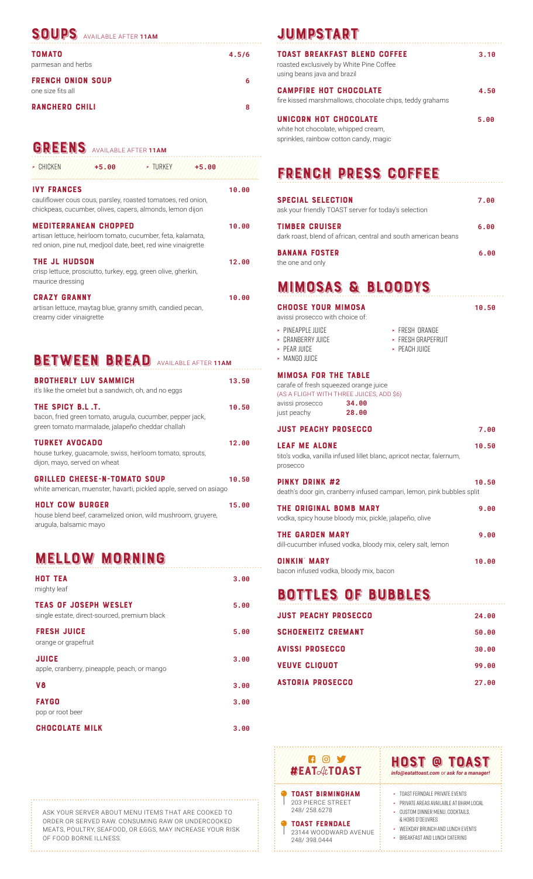## SOUPS AVAILABLE AFTER 11AM

**TOMATO** 4.5/6
parmesan and herbs

**FRENCH ONION SOUP** 6
one size fits all

**RANCHERO CHILI** 8

## GREENS AVAILABLE AFTER 11AM

- CHICKEN +5.00
- TURKEY +5.00

**IVY FRANCES** 10.00
cauliflower cous cous, parsley, roasted tomatoes, red onion, chickpeas, cucumber, olives, capers, almonds, lemon dijon

**MEDITERRANEAN CHOPPED** 10.00
artisan lettuce, heirloom tomato, cucumber, feta, kalamata, red onion, pine nut, medjool date, beet, red wine vinaigrette

**THE JL HUDSON** 12.00
crisp lettuce, prosciutto, turkey, egg, green olive, gherkin, maurice dressing

**CRAZY GRANNY** 10.00
artisan lettuce, maytag blue, granny smith, candied pecan, creamy cider vinaigrette

## BETWEEN BREAD AVAILABLE AFTER 11AM

**BROTHERLY LUV SAMMICH** 13.50
it's like the omelet but a sandwich, oh, and no eggs

**THE SPICY B.L.T.** 10.50
bacon, fried green tomato, arugula, cucumber, pepper jack, green tomato marmalade, jalapeño cheddar challah

**TURKEY AVOCADO** 12.00
house turkey, guacamole, swiss, heirloom tomato, sprouts, dijon, mayo, served on wheat

**GRILLED CHEESE-N-TOMATO SOUP** 10.50
white american, muenster, havarti, pickled apple, served on asiago

**HOLY COW BURGER** 15.00
house blend beef, caramelized onion, wild mushroom, gruyere, arugula, balsamic mayo

## MELLOW MORNING

**HOT TEA** 3.00
mighty leaf

**TEAS OF JOSEPH WESLEY** 5.00
single estate, direct-sourced, premium black

**FRESH JUICE** 5.00
orange or grapefruit

**JUICE** 3.00
apple, cranberry, pineapple, peach, or mango

**V8** 3.00

**FAYGO** 3.00
pop or root beer

**CHOCOLATE MILK** 3.00

ASK YOUR SERVER ABOUT MENU ITEMS THAT ARE COOKED TO ORDER OR SERVED RAW. CONSUMING RAW OR UNDERCOOKED MEATS, POULTRY, SEAFOOD, OR EGGS, MAY INCREASE YOUR RISK OF FOOD BORNE ILLNESS.

## JUMPSTART

**TOAST BREAKFAST BLEND COFFEE** 3.10
roasted exclusively by White Pine Coffee using beans java and brazil

**CAMPFIRE HOT CHOCOLATE** 4.50
fire kissed marshmallows, chocolate chips, teddy grahams

**UNICORN HOT CHOCOLATE** 5.00
white hot chocolate, whipped cream, sprinkles, rainbow cotton candy, magic

## FRENCH PRESS COFFEE

**SPECIAL SELECTION** 7.00
ask your friendly TOAST server for today's selection

**TIMBER CRUISER** 6.00
dark roast, blend of african, central and south american beans

**BANANA FOSTER** 6.00
the one and only

## MIMOSAS & BLOODYS

**CHOOSE YOUR MIMOSA** 10.50
avissi prosecco with choice of:

- PINEAPPLE JUICE
- CRANBERRY JUICE
- PEAR JUICE
- MANGO JUICE
- FRESH ORANGE
- FRESH GRAPEFRUIT
- PEACH JUICE

**MIMOSA FOR THE TABLE**
carafe of fresh squeezed orange juice
(AS A FLIGHT WITH THREE JUICES, ADD $6)
avissi prosecco 34.00
just peachy 28.00

**JUST PEACHY PROSECCO** 7.00

**LEAF ME ALONE** 10.50
tito's vodka, vanilla infused lillet blanc, apricot nectar, falernum, prosecco

**PINKY DRINK #2** 10.50
death's door gin, cranberry infused campari, lemon, pink bubbles split

**THE ORIGINAL BOMB MARY** 9.00
vodka, spicy house bloody mix, pickle, jalapeño, olive

**THE GARDEN MARY** 9.00
dill-cucumber infused vodka, bloody mix, celery salt, lemon

**OINKIN' MARY** 10.00
bacon infused vodka, bloody mix, bacon

## BOTTLES OF BUBBLES

**JUST PEACHY PROSECCO** 24.00

**SCHOENEITZ CREMANT** 50.00

**AVISSI PROSECCO** 30.00

**VEUVE CLIQUOT** 99.00

**ASTORIA PROSECCO** 27.00

#EAT@TOAST

**TOAST BIRMINGHAM**
203 PIERCE STREET
248/ 258.6278

**TOAST FERNDALE**
23144 WOODWARD AVENUE
248/ 398.0444

## HOST @ TOAST

*info@eatattoast.com or ask for a manager!*

- TOAST FERNDALE PRIVATE EVENTS
- PRIVATE AREAS AVAILABLE AT BHAM LOCAL
- CUSTOM DINNER MENU, COCKTAILS, & HORS D'OEUVRES
- WEEKDAY BRUNCH AND LUNCH EVENTS
- BREAKFAST AND LUNCH CATERING